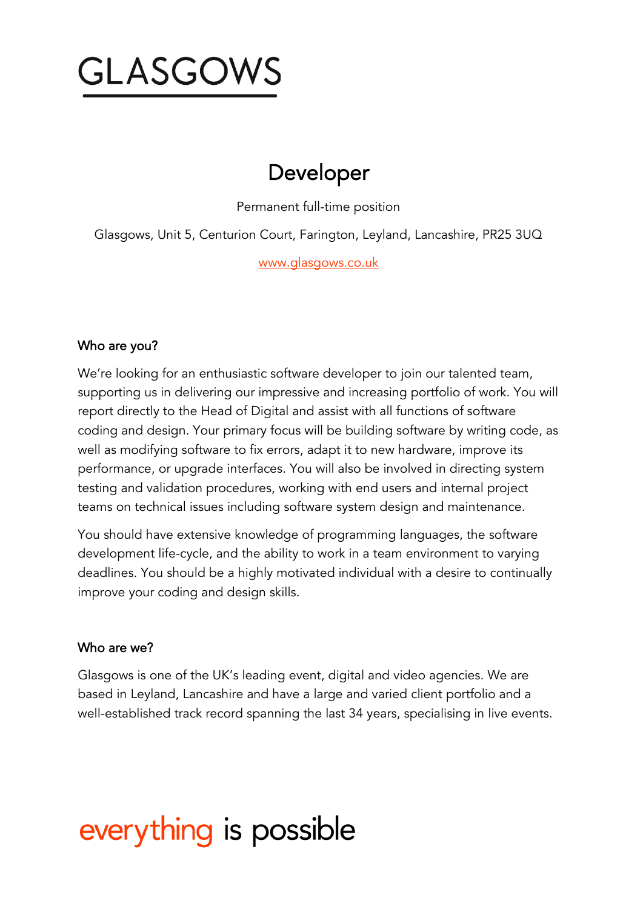# GLASGOWS

## Developer

Permanent full-time position

Glasgows, Unit 5, Centurion Court, Farington, Leyland, Lancashire, PR25 3UQ

www.glasgows.co.uk

### Who are you?

We're looking for an enthusiastic software developer to join our talented team, supporting us in delivering our impressive and increasing portfolio of work. You will report directly to the Head of Digital and assist with all functions of software coding and design. Your primary focus will be building software by writing code, as well as modifying software to fix errors, adapt it to new hardware, improve its performance, or upgrade interfaces. You will also be involved in directing system testing and validation procedures, working with end users and internal project teams on technical issues including software system design and maintenance.

You should have extensive knowledge of programming languages, the software development life-cycle, and the ability to work in a team environment to varying deadlines. You should be a highly motivated individual with a desire to continually improve your coding and design skills.

### Who are we?

Glasgows is one of the UK's leading event, digital and video agencies. We are based in Leyland, Lancashire and have a large and varied client portfolio and a well-established track record spanning the last 34 years, specialising in live events.

everything is possible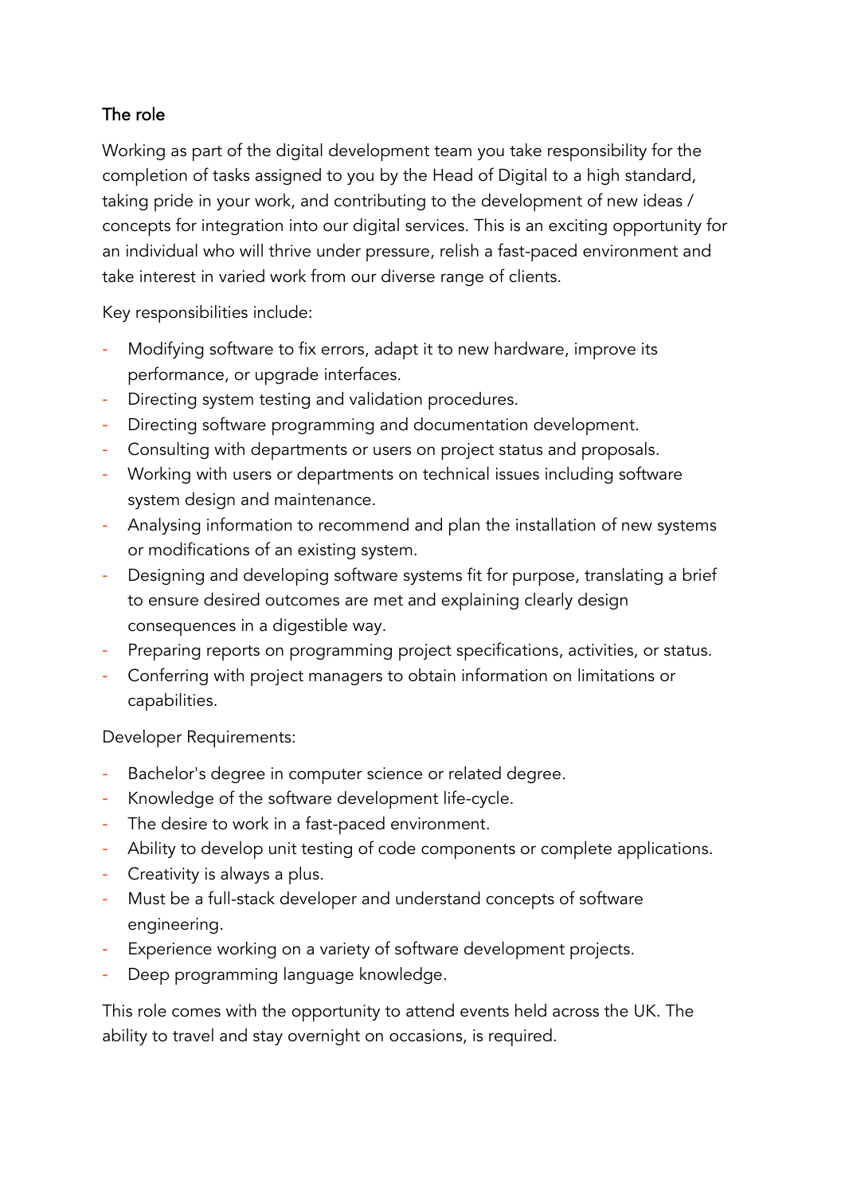## The role

Working as part of the digital development team you take responsibility for the completion of tasks assigned to you by the Head of Digital to a high standard, taking pride in your work, and contributing to the development of new ideas / concepts for integration into our digital services. This is an exciting opportunity for an individual who will thrive under pressure, relish a fast-paced environment and take interest in varied work from our diverse range of clients.

Key responsibilities include:

- Modifying software to fix errors, adapt it to new hardware, improve its performance, or upgrade interfaces.
- Directing system testing and validation procedures.
- Directing software programming and documentation development.
- Consulting with departments or users on project status and proposals.
- Working with users or departments on technical issues including software system design and maintenance.
- Analysing information to recommend and plan the installation of new systems or modifications of an existing system.
- Designing and developing software systems fit for purpose, translating a brief to ensure desired outcomes are met and explaining clearly design consequences in a digestible way.
- Preparing reports on programming project specifications, activities, or status.
- Conferring with project managers to obtain information on limitations or capabilities.

Developer Requirements:

- Bachelor's degree in computer science or related degree.
- Knowledge of the software development life-cycle.
- The desire to work in a fast-paced environment.
- Ability to develop unit testing of code components or complete applications.
- Creativity is always a plus.
- Must be a full-stack developer and understand concepts of software engineering.
- Experience working on a variety of software development projects.
- Deep programming language knowledge.

This role comes with the opportunity to attend events held across the UK. The ability to travel and stay overnight on occasions, is required.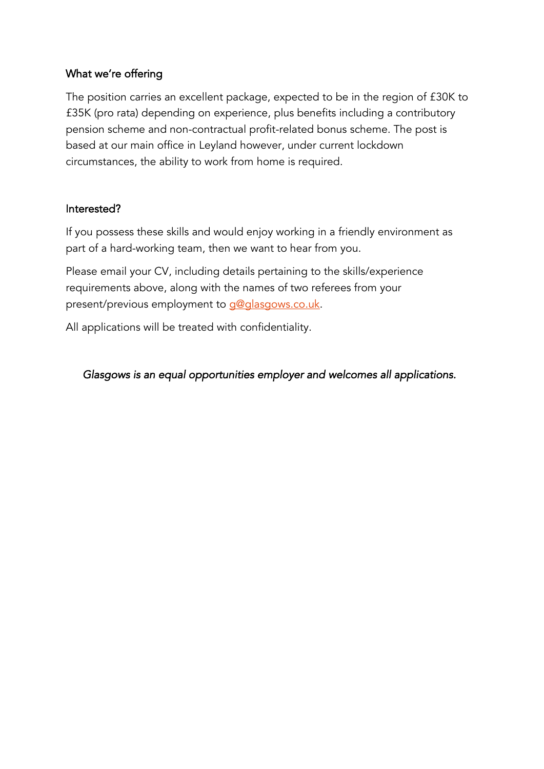## What we're offering

The position carries an excellent package, expected to be in the region of £30K to £35K (pro rata) depending on experience, plus benefits including a contributory pension scheme and non-contractual profit-related bonus scheme. The post is based at our main office in Leyland however, under current lockdown circumstances, the ability to work from home is required.

## Interested?

If you possess these skills and would enjoy working in a friendly environment as part of a hard-working team, then we want to hear from you.

Please email your CV, including details pertaining to the skills/experience requirements above, along with the names of two referees from your present/previous employment to g@glasgows.co.uk.

All applications will be treated with confidentiality.

*Glasgows is an equal opportunities employer and welcomes all applications.*